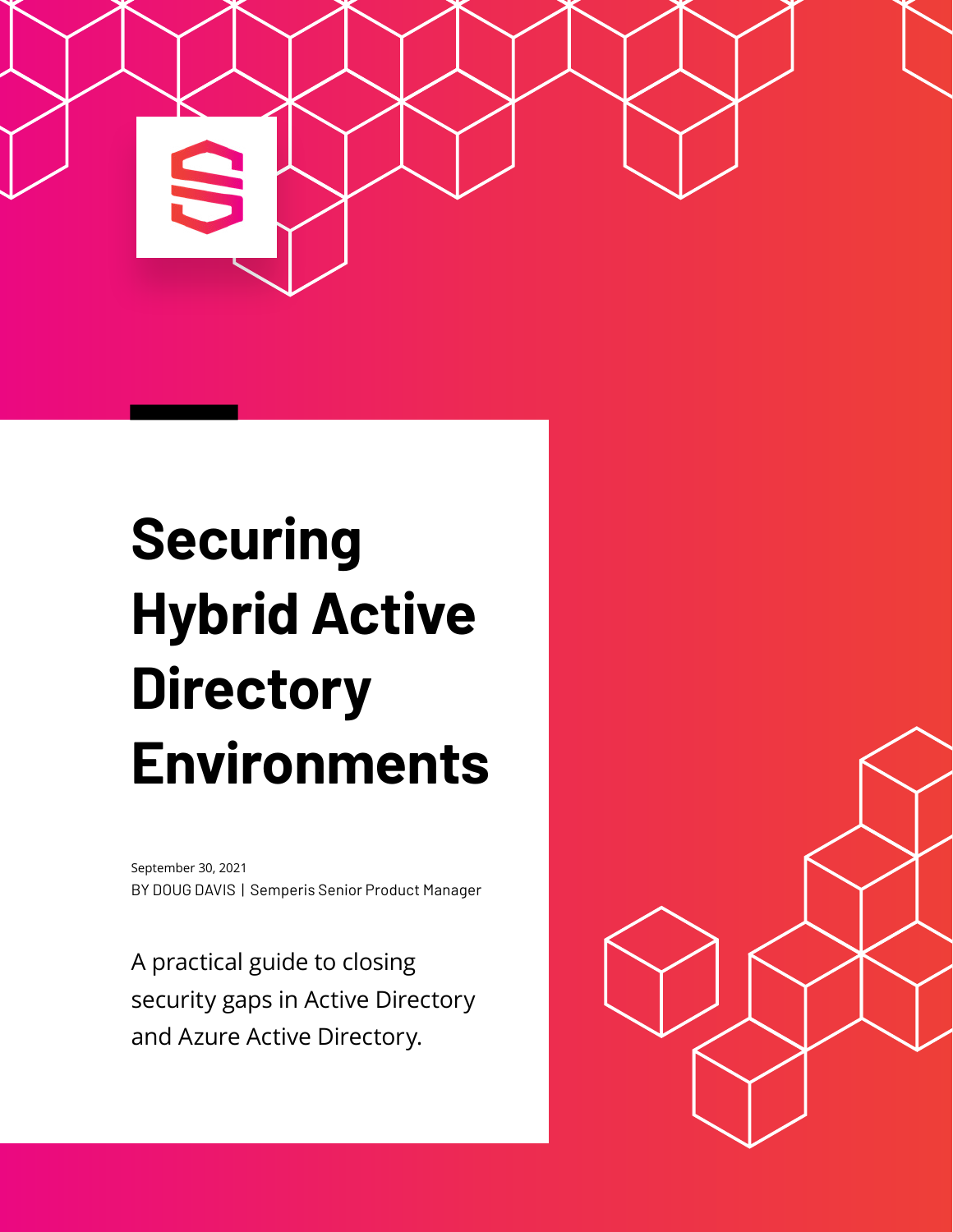# Securing Hybrid Active Directory Environments

September 30, 2021

BY DOUG DAVIS | Semperis Senior Product Manager

A practical guide to closing security gaps in Active Directory and Azure Active Directory.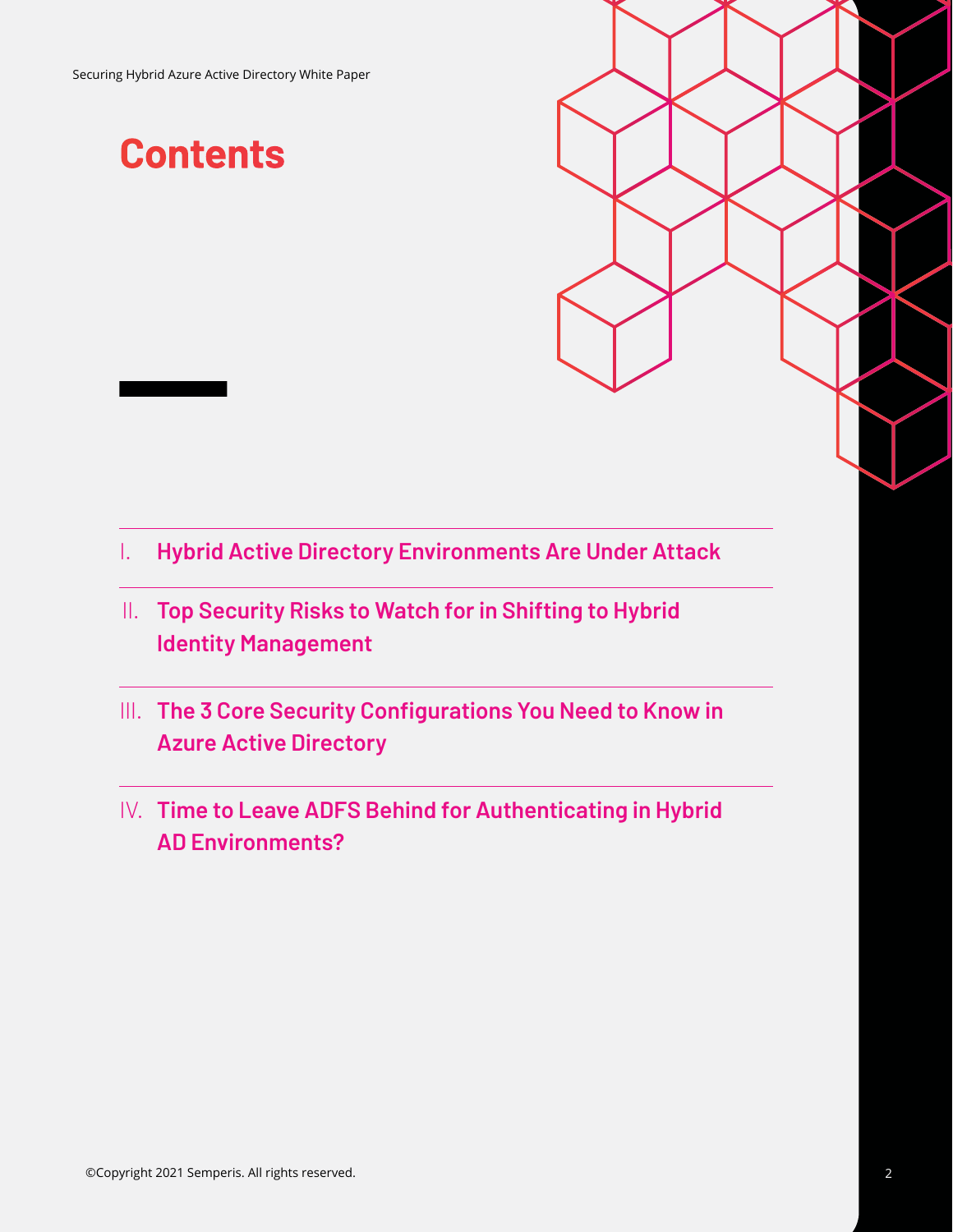# Contents

I. Hybrid Active Directory Environments Are Under Attack

II. Top Security Risks to Watch for in Shifting to Hybrid Identity Management

III. The 3 Core Security Configurations You Need to Know in Azure Active Directory

IV. Time to Leave ADFS Behind for Authenticating in Hybrid AD Environments?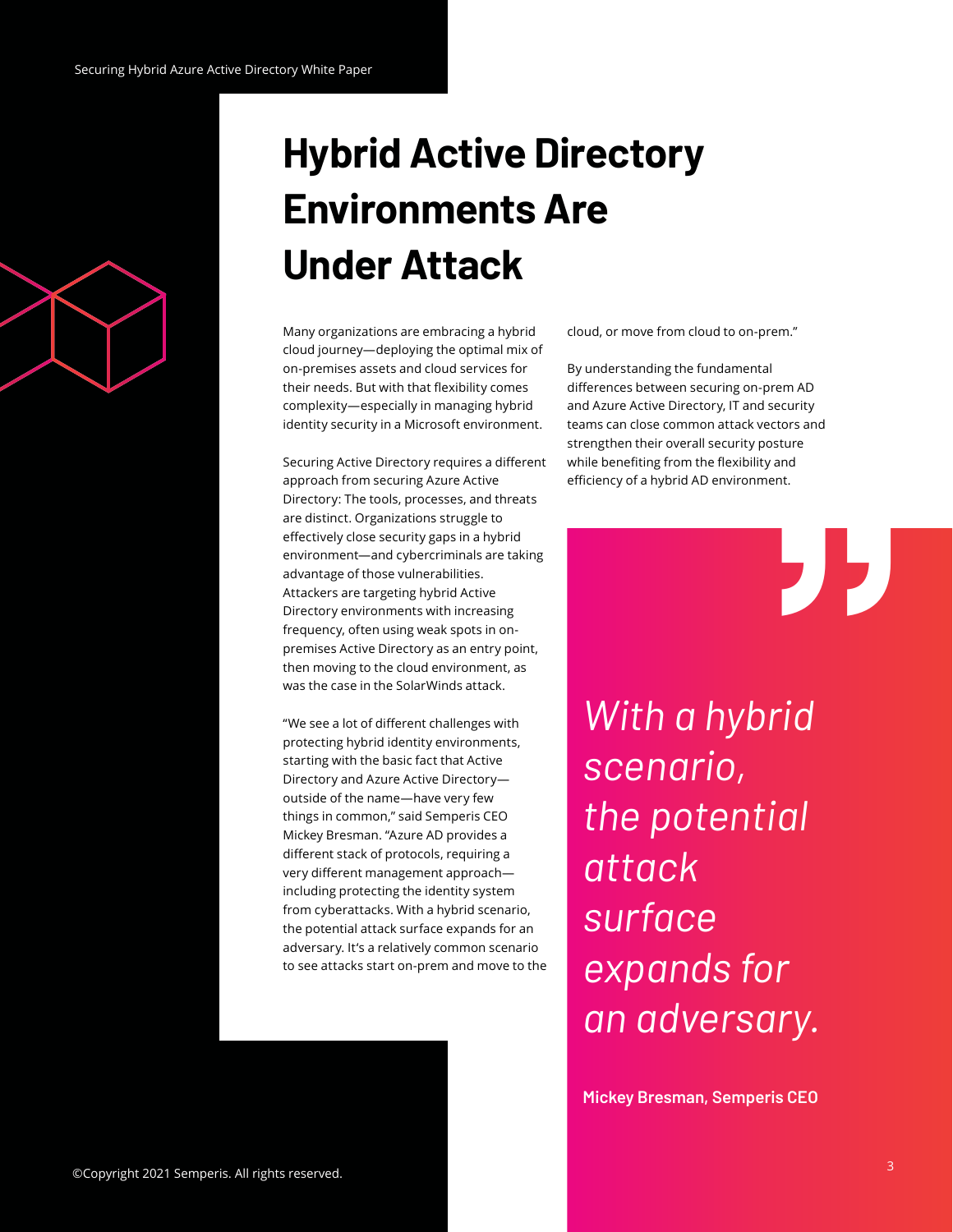# Hybrid Active Directory Environments Are Under Attack

Many organizations are embracing a hybrid cloud journey—deploying the optimal mix of on-premises assets and cloud services for their needs. But with that flexibility comes complexity—especially in managing hybrid identity security in a Microsoft environment.

Securing Active Directory requires a different approach from securing Azure Active Directory: The tools, processes, and threats are distinct. Organizations struggle to effectively close security gaps in a hybrid environment—and cybercriminals are taking advantage of those vulnerabilities. Attackers are targeting hybrid Active Directory environments with increasing frequency, often using weak spots in on-premises Active Directory as an entry point, then moving to the cloud environment, as was the case in the SolarWinds attack.

"We see a lot of different challenges with protecting hybrid identity environments, starting with the basic fact that Active Directory and Azure Active Directory—outside of the name—have very few things in common," said Semperis CEO Mickey Bresman. "Azure AD provides a different stack of protocols, requiring a very different management approach—including protecting the identity system from cyberattacks. With a hybrid scenario, the potential attack surface expands for an adversary. It's a relatively common scenario to see attacks start on-prem and move to the cloud, or move from cloud to on-prem."

By understanding the fundamental differences between securing on-prem AD and Azure Active Directory, IT and security teams can close common attack vectors and strengthen their overall security posture while benefiting from the flexibility and efficiency of a hybrid AD environment.

> *With a hybrid scenario, the potential attack surface expands for an adversary.*
>
> **Mickey Bresman, Semperis CEO**

©Copyright 2021 Semperis. All rights reserved.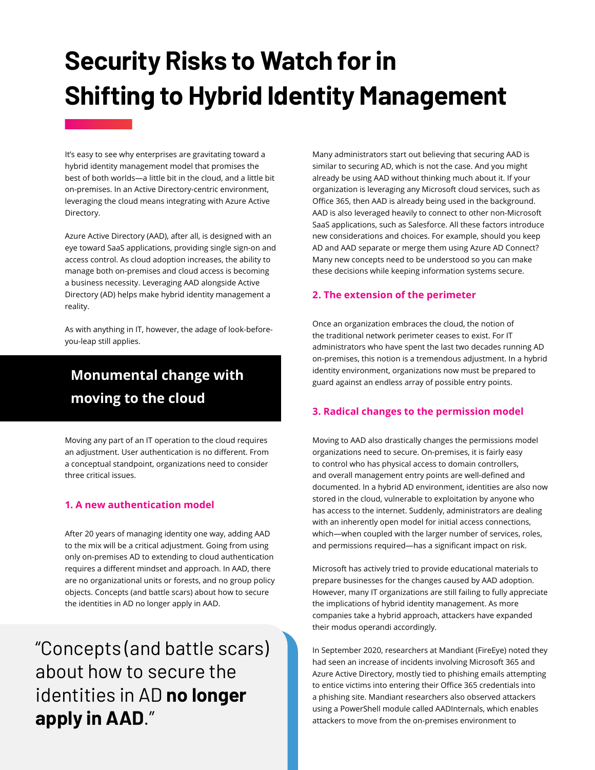# Security Risks to Watch for in Shifting to Hybrid Identity Management

It's easy to see why enterprises are gravitating toward a hybrid identity management model that promises the best of both worlds—a little bit in the cloud, and a little bit on-premises. In an Active Directory-centric environment, leveraging the cloud means integrating with Azure Active Directory.

Azure Active Directory (AAD), after all, is designed with an eye toward SaaS applications, providing single sign-on and access control. As cloud adoption increases, the ability to manage both on-premises and cloud access is becoming a business necessity. Leveraging AAD alongside Active Directory (AD) helps make hybrid identity management a reality.

As with anything in IT, however, the adage of look-before-you-leap still applies.

## Monumental change with moving to the cloud

Moving any part of an IT operation to the cloud requires an adjustment. User authentication is no different. From a conceptual standpoint, organizations need to consider three critical issues.

### 1. A new authentication model

After 20 years of managing identity one way, adding AAD to the mix will be a critical adjustment. Going from using only on-premises AD to extending to cloud authentication requires a different mindset and approach. In AAD, there are no organizational units or forests, and no group policy objects. Concepts (and battle scars) about how to secure the identities in AD no longer apply in AAD.

> "Concepts (and battle scars) about how to secure the identities in AD **no longer apply in AAD**."

Many administrators start out believing that securing AAD is similar to securing AD, which is not the case. And you might already be using AAD without thinking much about it. If your organization is leveraging any Microsoft cloud services, such as Office 365, then AAD is already being used in the background. AAD is also leveraged heavily to connect to other non-Microsoft SaaS applications, such as Salesforce. All these factors introduce new considerations and choices. For example, should you keep AD and AAD separate or merge them using Azure AD Connect? Many new concepts need to be understood so you can make these decisions while keeping information systems secure.

### 2. The extension of the perimeter

Once an organization embraces the cloud, the notion of the traditional network perimeter ceases to exist. For IT administrators who have spent the last two decades running AD on-premises, this notion is a tremendous adjustment. In a hybrid identity environment, organizations now must be prepared to guard against an endless array of possible entry points.

### 3. Radical changes to the permission model

Moving to AAD also drastically changes the permissions model organizations need to secure. On-premises, it is fairly easy to control who has physical access to domain controllers, and overall management entry points are well-defined and documented. In a hybrid AD environment, identities are also now stored in the cloud, vulnerable to exploitation by anyone who has access to the internet. Suddenly, administrators are dealing with an inherently open model for initial access connections, which—when coupled with the larger number of services, roles, and permissions required—has a significant impact on risk.

Microsoft has actively tried to provide educational materials to prepare businesses for the changes caused by AAD adoption. However, many IT organizations are still failing to fully appreciate the implications of hybrid identity management. As more companies take a hybrid approach, attackers have expanded their modus operandi accordingly.

In September 2020, researchers at Mandiant (FireEye) noted they had seen an increase of incidents involving Microsoft 365 and Azure Active Directory, mostly tied to phishing emails attempting to entice victims into entering their Office 365 credentials into a phishing site. Mandiant researchers also observed attackers using a PowerShell module called AADInternals, which enables attackers to move from the on-premises environment to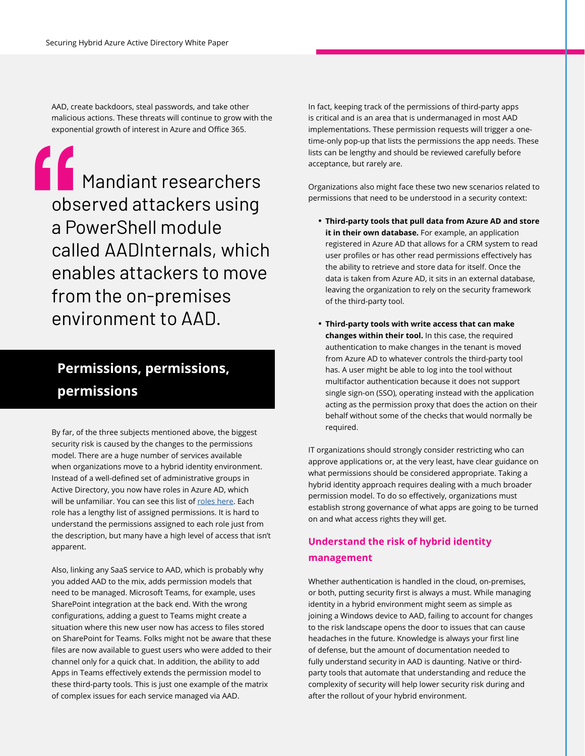AAD, create backdoors, steal passwords, and take other malicious actions. These threats will continue to grow with the exponential growth of interest in Azure and Office 365.

> Mandiant researchers observed attackers using a PowerShell module called AADInternals, which enables attackers to move from the on-premises environment to AAD.

## Permissions, permissions, permissions

By far, of the three subjects mentioned above, the biggest security risk is caused by the changes to the permissions model. There are a huge number of services available when organizations move to a hybrid identity environment. Instead of a well-defined set of administrative groups in Active Directory, you now have roles in Azure AD, which will be unfamiliar. You can see this list of roles here. Each role has a lengthy list of assigned permissions. It is hard to understand the permissions assigned to each role just from the description, but many have a high level of access that isn't apparent.

Also, linking any SaaS service to AAD, which is probably why you added AAD to the mix, adds permission models that need to be managed. Microsoft Teams, for example, uses SharePoint integration at the back end. With the wrong configurations, adding a guest to Teams might create a situation where this new user now has access to files stored on SharePoint for Teams. Folks might not be aware that these files are now available to guest users who were added to their channel only for a quick chat. In addition, the ability to add Apps in Teams effectively extends the permission model to these third-party tools. This is just one example of the matrix of complex issues for each service managed via AAD.

In fact, keeping track of the permissions of third-party apps is critical and is an area that is undermanaged in most AAD implementations. These permission requests will trigger a one-time-only pop-up that lists the permissions the app needs. These lists can be lengthy and should be reviewed carefully before acceptance, but rarely are.

Organizations also might face these two new scenarios related to permissions that need to be understood in a security context:

- **Third-party tools that pull data from Azure AD and store it in their own database.** For example, an application registered in Azure AD that allows for a CRM system to read user profiles or has other read permissions effectively has the ability to retrieve and store data for itself. Once the data is taken from Azure AD, it sits in an external database, leaving the organization to rely on the security framework of the third-party tool.
- **Third-party tools with write access that can make changes within their tool.** In this case, the required authentication to make changes in the tenant is moved from Azure AD to whatever controls the third-party tool has. A user might be able to log into the tool without multifactor authentication because it does not support single sign-on (SSO), operating instead with the application acting as the permission proxy that does the action on their behalf without some of the checks that would normally be required.

IT organizations should strongly consider restricting who can approve applications or, at the very least, have clear guidance on what permissions should be considered appropriate. Taking a hybrid identity approach requires dealing with a much broader permission model. To do so effectively, organizations must establish strong governance of what apps are going to be turned on and what access rights they will get.

### Understand the risk of hybrid identity management

Whether authentication is handled in the cloud, on-premises, or both, putting security first is always a must. While managing identity in a hybrid environment might seem as simple as joining a Windows device to AAD, failing to account for changes to the risk landscape opens the door to issues that can cause headaches in the future. Knowledge is always your first line of defense, but the amount of documentation needed to fully understand security in AAD is daunting. Native or third-party tools that automate that understanding and reduce the complexity of security will help lower security risk during and after the rollout of your hybrid environment.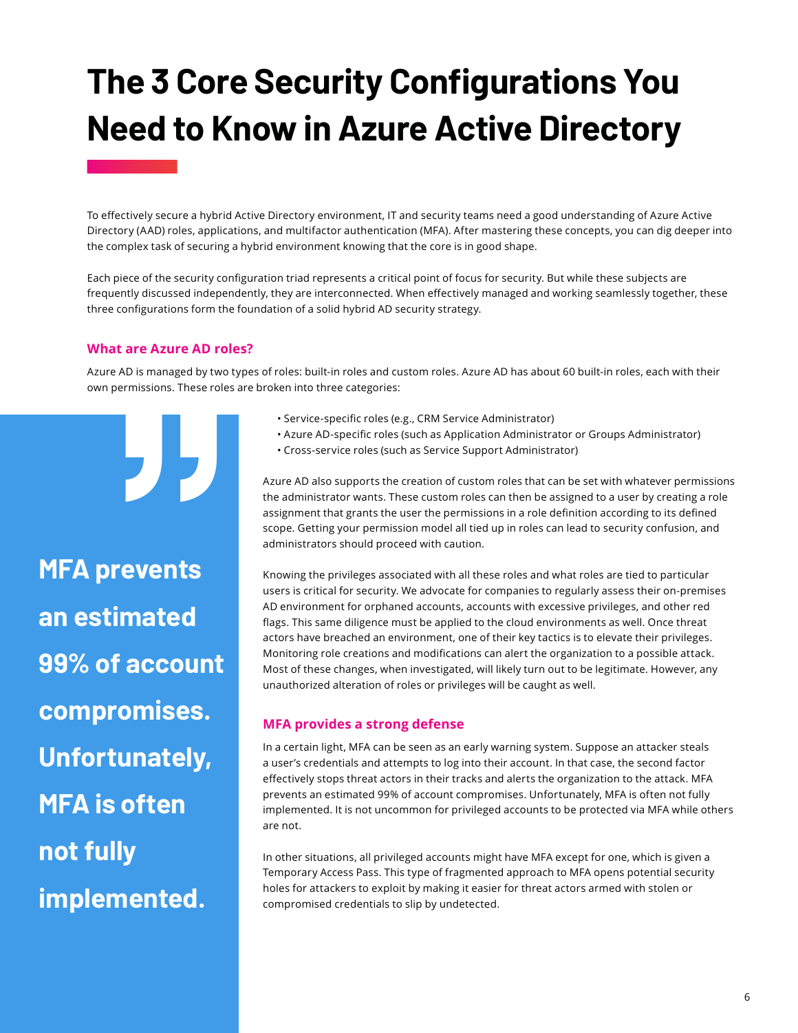# The 3 Core Security Configurations You Need to Know in Azure Active Directory

To effectively secure a hybrid Active Directory environment, IT and security teams need a good understanding of Azure Active Directory (AAD) roles, applications, and multifactor authentication (MFA). After mastering these concepts, you can dig deeper into the complex task of securing a hybrid environment knowing that the core is in good shape.

Each piece of the security configuration triad represents a critical point of focus for security. But while these subjects are frequently discussed independently, they are interconnected. When effectively managed and working seamlessly together, these three configurations form the foundation of a solid hybrid AD security strategy.

### What are Azure AD roles?

Azure AD is managed by two types of roles: built-in roles and custom roles. Azure AD has about 60 built-in roles, each with their own permissions. These roles are broken into three categories:

- Service-specific roles (e.g., CRM Service Administrator)
- Azure AD-specific roles (such as Application Administrator or Groups Administrator)
- Cross-service roles (such as Service Support Administrator)

Azure AD also supports the creation of custom roles that can be set with whatever permissions the administrator wants. These custom roles can then be assigned to a user by creating a role assignment that grants the user the permissions in a role definition according to its defined scope. Getting your permission model all tied up in roles can lead to security confusion, and administrators should proceed with caution.

Knowing the privileges associated with all these roles and what roles are tied to particular users is critical for security. We advocate for companies to regularly assess their on-premises AD environment for orphaned accounts, accounts with excessive privileges, and other red flags. This same diligence must be applied to the cloud environments as well. Once threat actors have breached an environment, one of their key tactics is to elevate their privileges. Monitoring role creations and modifications can alert the organization to a possible attack. Most of these changes, when investigated, will likely turn out to be legitimate. However, any unauthorized alteration of roles or privileges will be caught as well.

### MFA provides a strong defense

In a certain light, MFA can be seen as an early warning system. Suppose an attacker steals a user's credentials and attempts to log into their account. In that case, the second factor effectively stops threat actors in their tracks and alerts the organization to the attack. MFA prevents an estimated 99% of account compromises. Unfortunately, MFA is often not fully implemented. It is not uncommon for privileged accounts to be protected via MFA while others are not.

In other situations, all privileged accounts might have MFA except for one, which is given a Temporary Access Pass. This type of fragmented approach to MFA opens potential security holes for attackers to exploit by making it easier for threat actors armed with stolen or compromised credentials to slip by undetected.

> **MFA prevents an estimated 99% of account compromises. Unfortunately, MFA is often not fully implemented.**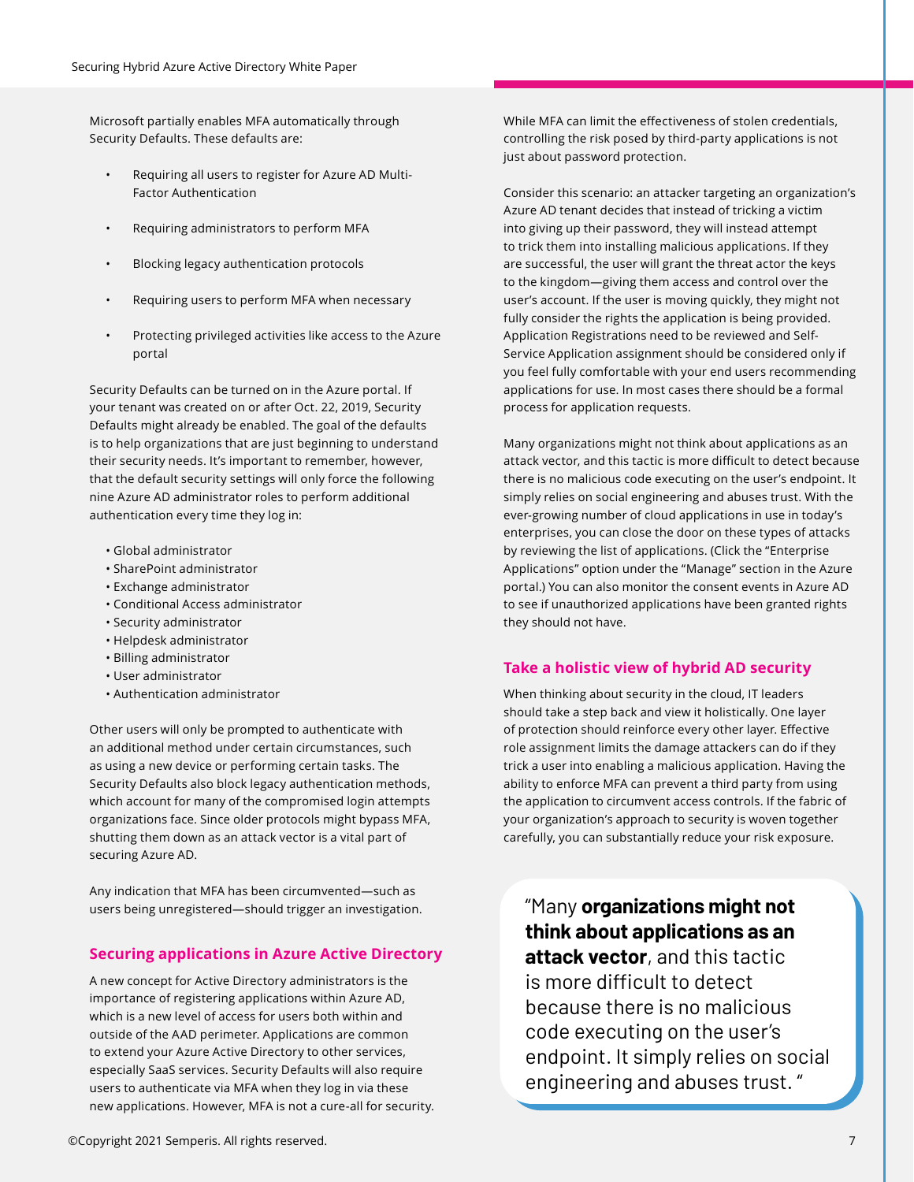Microsoft partially enables MFA automatically through Security Defaults. These defaults are:

- Requiring all users to register for Azure AD Multi-Factor Authentication
- Requiring administrators to perform MFA
- Blocking legacy authentication protocols
- Requiring users to perform MFA when necessary
- Protecting privileged activities like access to the Azure portal

Security Defaults can be turned on in the Azure portal. If your tenant was created on or after Oct. 22, 2019, Security Defaults might already be enabled. The goal of the defaults is to help organizations that are just beginning to understand their security needs. It's important to remember, however, that the default security settings will only force the following nine Azure AD administrator roles to perform additional authentication every time they log in:

- Global administrator
- SharePoint administrator
- Exchange administrator
- Conditional Access administrator
- Security administrator
- Helpdesk administrator
- Billing administrator
- User administrator
- Authentication administrator

Other users will only be prompted to authenticate with an additional method under certain circumstances, such as using a new device or performing certain tasks. The Security Defaults also block legacy authentication methods, which account for many of the compromised login attempts organizations face. Since older protocols might bypass MFA, shutting them down as an attack vector is a vital part of securing Azure AD.

Any indication that MFA has been circumvented—such as users being unregistered—should trigger an investigation.

## Securing applications in Azure Active Directory

A new concept for Active Directory administrators is the importance of registering applications within Azure AD, which is a new level of access for users both within and outside of the AAD perimeter. Applications are common to extend your Azure Active Directory to other services, especially SaaS services. Security Defaults will also require users to authenticate via MFA when they log in via these new applications. However, MFA is not a cure-all for security.

While MFA can limit the effectiveness of stolen credentials, controlling the risk posed by third-party applications is not just about password protection.

Consider this scenario: an attacker targeting an organization's Azure AD tenant decides that instead of tricking a victim into giving up their password, they will instead attempt to trick them into installing malicious applications. If they are successful, the user will grant the threat actor the keys to the kingdom—giving them access and control over the user's account. If the user is moving quickly, they might not fully consider the rights the application is being provided. Application Registrations need to be reviewed and Self-Service Application assignment should be considered only if you feel fully comfortable with your end users recommending applications for use. In most cases there should be a formal process for application requests.

Many organizations might not think about applications as an attack vector, and this tactic is more difficult to detect because there is no malicious code executing on the user's endpoint. It simply relies on social engineering and abuses trust. With the ever-growing number of cloud applications in use in today's enterprises, you can close the door on these types of attacks by reviewing the list of applications. (Click the "Enterprise Applications" option under the "Manage" section in the Azure portal.) You can also monitor the consent events in Azure AD to see if unauthorized applications have been granted rights they should not have.

## Take a holistic view of hybrid AD security

When thinking about security in the cloud, IT leaders should take a step back and view it holistically. One layer of protection should reinforce every other layer. Effective role assignment limits the damage attackers can do if they trick a user into enabling a malicious application. Having the ability to enforce MFA can prevent a third party from using the application to circumvent access controls. If the fabric of your organization's approach to security is woven together carefully, you can substantially reduce your risk exposure.

> "Many **organizations might not think about applications as an attack vector**, and this tactic is more difficult to detect because there is no malicious code executing on the user's endpoint. It simply relies on social engineering and abuses trust."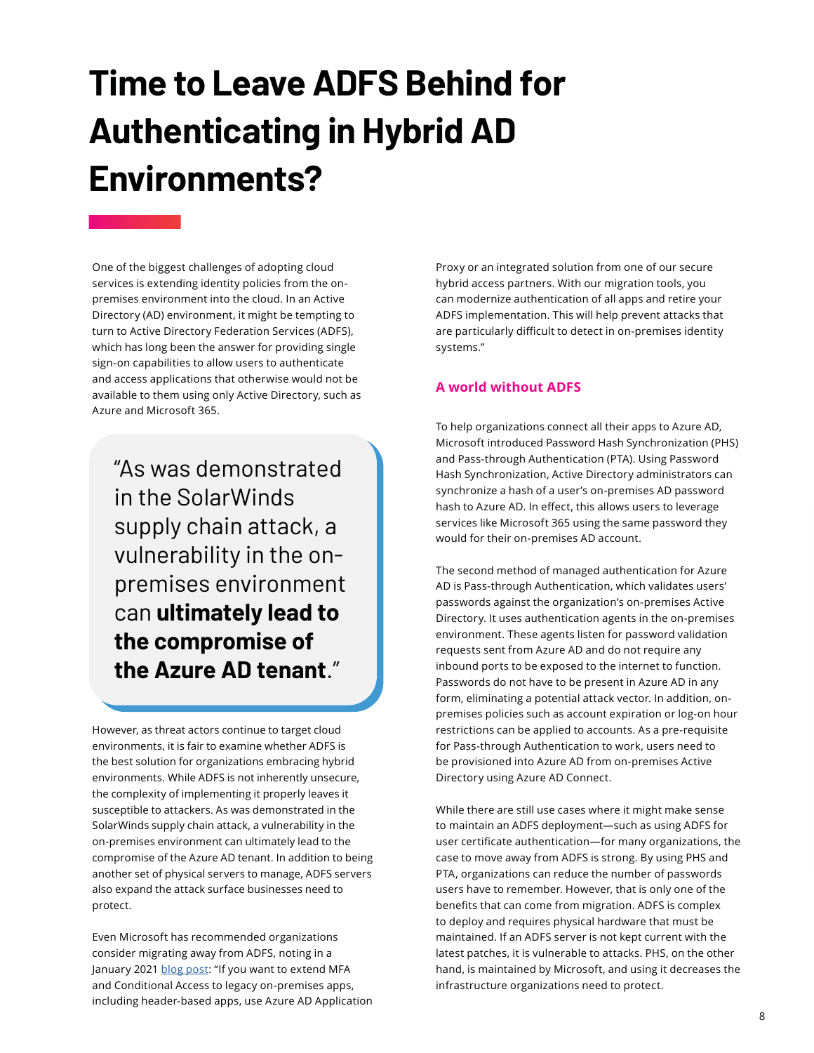# Time to Leave ADFS Behind for Authenticating in Hybrid AD Environments?

One of the biggest challenges of adopting cloud services is extending identity policies from the on-premises environment into the cloud. In an Active Directory (AD) environment, it might be tempting to turn to Active Directory Federation Services (ADFS), which has long been the answer for providing single sign-on capabilities to allow users to authenticate and access applications that otherwise would not be available to them using only Active Directory, such as Azure and Microsoft 365.

> "As was demonstrated in the SolarWinds supply chain attack, a vulnerability in the on-premises environment can **ultimately lead to the compromise of the Azure AD tenant**."

However, as threat actors continue to target cloud environments, it is fair to examine whether ADFS is the best solution for organizations embracing hybrid environments. While ADFS is not inherently unsecure, the complexity of implementing it properly leaves it susceptible to attackers. As was demonstrated in the SolarWinds supply chain attack, a vulnerability in the on-premises environment can ultimately lead to the compromise of the Azure AD tenant. In addition to being another set of physical servers to manage, ADFS servers also expand the attack surface businesses need to protect.

Even Microsoft has recommended organizations consider migrating away from ADFS, noting in a January 2021 blog post: "If you want to extend MFA and Conditional Access to legacy on-premises apps, including header-based apps, use Azure AD Application Proxy or an integrated solution from one of our secure hybrid access partners. With our migration tools, you can modernize authentication of all apps and retire your ADFS implementation. This will help prevent attacks that are particularly difficult to detect in on-premises identity systems."

## A world without ADFS

To help organizations connect all their apps to Azure AD, Microsoft introduced Password Hash Synchronization (PHS) and Pass-through Authentication (PTA). Using Password Hash Synchronization, Active Directory administrators can synchronize a hash of a user's on-premises AD password hash to Azure AD. In effect, this allows users to leverage services like Microsoft 365 using the same password they would for their on-premises AD account.

The second method of managed authentication for Azure AD is Pass-through Authentication, which validates users' passwords against the organization's on-premises Active Directory. It uses authentication agents in the on-premises environment. These agents listen for password validation requests sent from Azure AD and do not require any inbound ports to be exposed to the internet to function. Passwords do not have to be present in Azure AD in any form, eliminating a potential attack vector. In addition, on-premises policies such as account expiration or log-on hour restrictions can be applied to accounts. As a pre-requisite for Pass-through Authentication to work, users need to be provisioned into Azure AD from on-premises Active Directory using Azure AD Connect.

While there are still use cases where it might make sense to maintain an ADFS deployment—such as using ADFS for user certificate authentication—for many organizations, the case to move away from ADFS is strong. By using PHS and PTA, organizations can reduce the number of passwords users have to remember. However, that is only one of the benefits that can come from migration. ADFS is complex to deploy and requires physical hardware that must be maintained. If an ADFS server is not kept current with the latest patches, it is vulnerable to attacks. PHS, on the other hand, is maintained by Microsoft, and using it decreases the infrastructure organizations need to protect.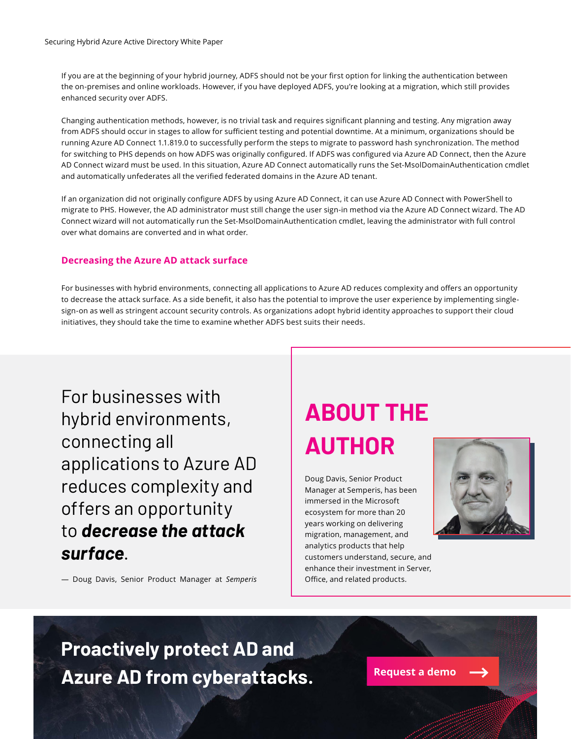If you are at the beginning of your hybrid journey, ADFS should not be your first option for linking the authentication between the on-premises and online workloads. However, if you have deployed ADFS, you're looking at a migration, which still provides enhanced security over ADFS.

Changing authentication methods, however, is no trivial task and requires significant planning and testing. Any migration away from ADFS should occur in stages to allow for sufficient testing and potential downtime. At a minimum, organizations should be running Azure AD Connect 1.1.819.0 to successfully perform the steps to migrate to password hash synchronization. The method for switching to PHS depends on how ADFS was originally configured. If ADFS was configured via Azure AD Connect, then the Azure AD Connect wizard must be used. In this situation, Azure AD Connect automatically runs the Set-MsolDomainAuthentication cmdlet and automatically unfederates all the verified federated domains in the Azure AD tenant.

If an organization did not originally configure ADFS by using Azure AD Connect, it can use Azure AD Connect with PowerShell to migrate to PHS. However, the AD administrator must still change the user sign-in method via the Azure AD Connect wizard. The AD Connect wizard will not automatically run the Set-MsolDomainAuthentication cmdlet, leaving the administrator with full control over what domains are converted and in what order.

## Decreasing the Azure AD attack surface

For businesses with hybrid environments, connecting all applications to Azure AD reduces complexity and offers an opportunity to decrease the attack surface. As a side benefit, it also has the potential to improve the user experience by implementing single-sign-on as well as stringent account security controls. As organizations adopt hybrid identity approaches to support their cloud initiatives, they should take the time to examine whether ADFS best suits their needs.

> For businesses with hybrid environments, connecting all applications to Azure AD reduces complexity and offers an opportunity to ***decrease the attack surface***.
>
> — Doug Davis, Senior Product Manager at *Semperis*

## ABOUT THE AUTHOR

Doug Davis, Senior Product Manager at Semperis, has been immersed in the Microsoft ecosystem for more than 20 years working on delivering migration, management, and analytics products that help customers understand, secure, and enhance their investment in Server, Office, and related products.

**Proactively protect AD and Azure AD from cyberattacks.**

Request a demo →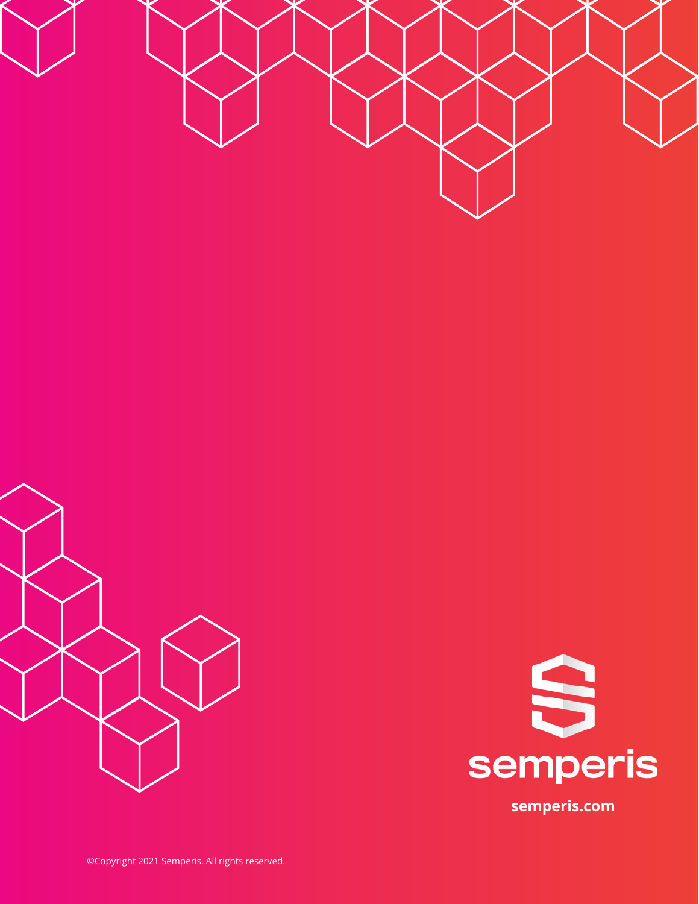semperis

semperis.com

©Copyright 2021 Semperis. All rights reserved.